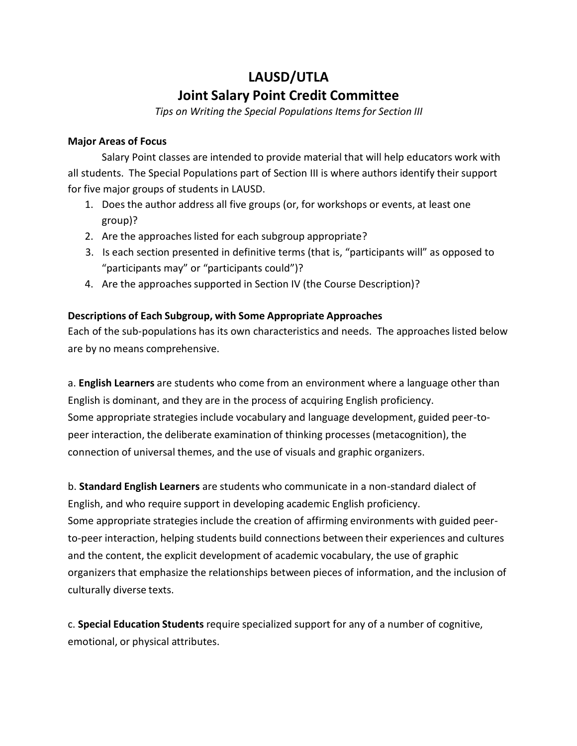# LAUSD/UTLA
# Joint Salary Point Credit Committee

*Tips on Writing the Special Populations Items for Section III*

**Major Areas of Focus**

Salary Point classes are intended to provide material that will help educators work with all students. The Special Populations part of Section III is where authors identify their support for five major groups of students in LAUSD.

1. Does the author address all five groups (or, for workshops or events, at least one group)?
2. Are the approaches listed for each subgroup appropriate?
3. Is each section presented in definitive terms (that is, "participants will" as opposed to "participants may" or "participants could")?
4. Are the approaches supported in Section IV (the Course Description)?

**Descriptions of Each Subgroup, with Some Appropriate Approaches**

Each of the sub-populations has its own characteristics and needs. The approaches listed below are by no means comprehensive.

a. **English Learners** are students who come from an environment where a language other than English is dominant, and they are in the process of acquiring English proficiency.
Some appropriate strategies include vocabulary and language development, guided peer-to-peer interaction, the deliberate examination of thinking processes (metacognition), the connection of universal themes, and the use of visuals and graphic organizers.

b. **Standard English Learners** are students who communicate in a non-standard dialect of English, and who require support in developing academic English proficiency.
Some appropriate strategies include the creation of affirming environments with guided peer-to-peer interaction, helping students build connections between their experiences and cultures and the content, the explicit development of academic vocabulary, the use of graphic organizers that emphasize the relationships between pieces of information, and the inclusion of culturally diverse texts.

c. **Special Education Students** require specialized support for any of a number of cognitive, emotional, or physical attributes.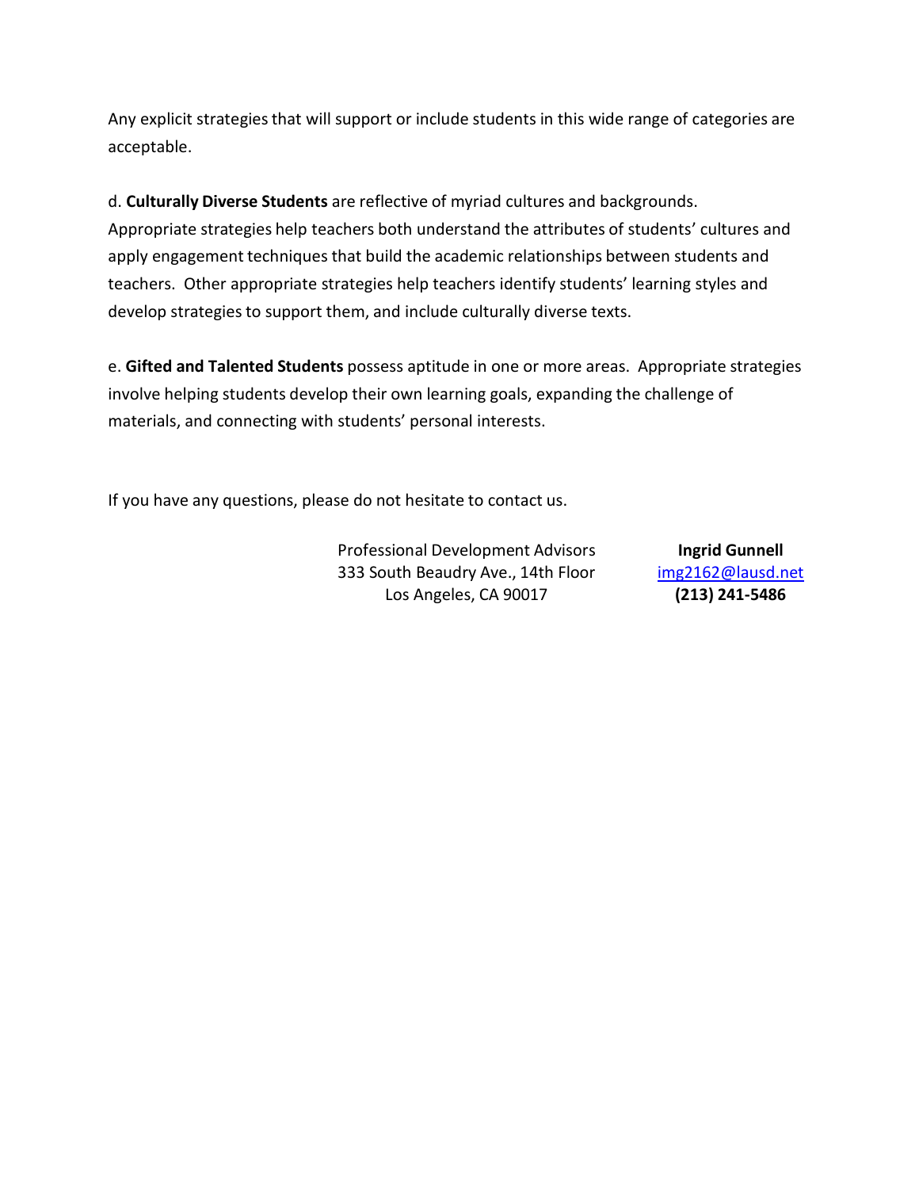Any explicit strategies that will support or include students in this wide range of categories are acceptable.

d. **Culturally Diverse Students** are reflective of myriad cultures and backgrounds. Appropriate strategies help teachers both understand the attributes of students' cultures and apply engagement techniques that build the academic relationships between students and teachers. Other appropriate strategies help teachers identify students' learning styles and develop strategies to support them, and include culturally diverse texts.

e. **Gifted and Talented Students** possess aptitude in one or more areas. Appropriate strategies involve helping students develop their own learning goals, expanding the challenge of materials, and connecting with students' personal interests.

If you have any questions, please do not hesitate to contact us.

Professional Development Advisors
333 South Beaudry Ave., 14th Floor
Los Angeles, CA 90017

**Ingrid Gunnell**
img2162@lausd.net
**(213) 241-5486**